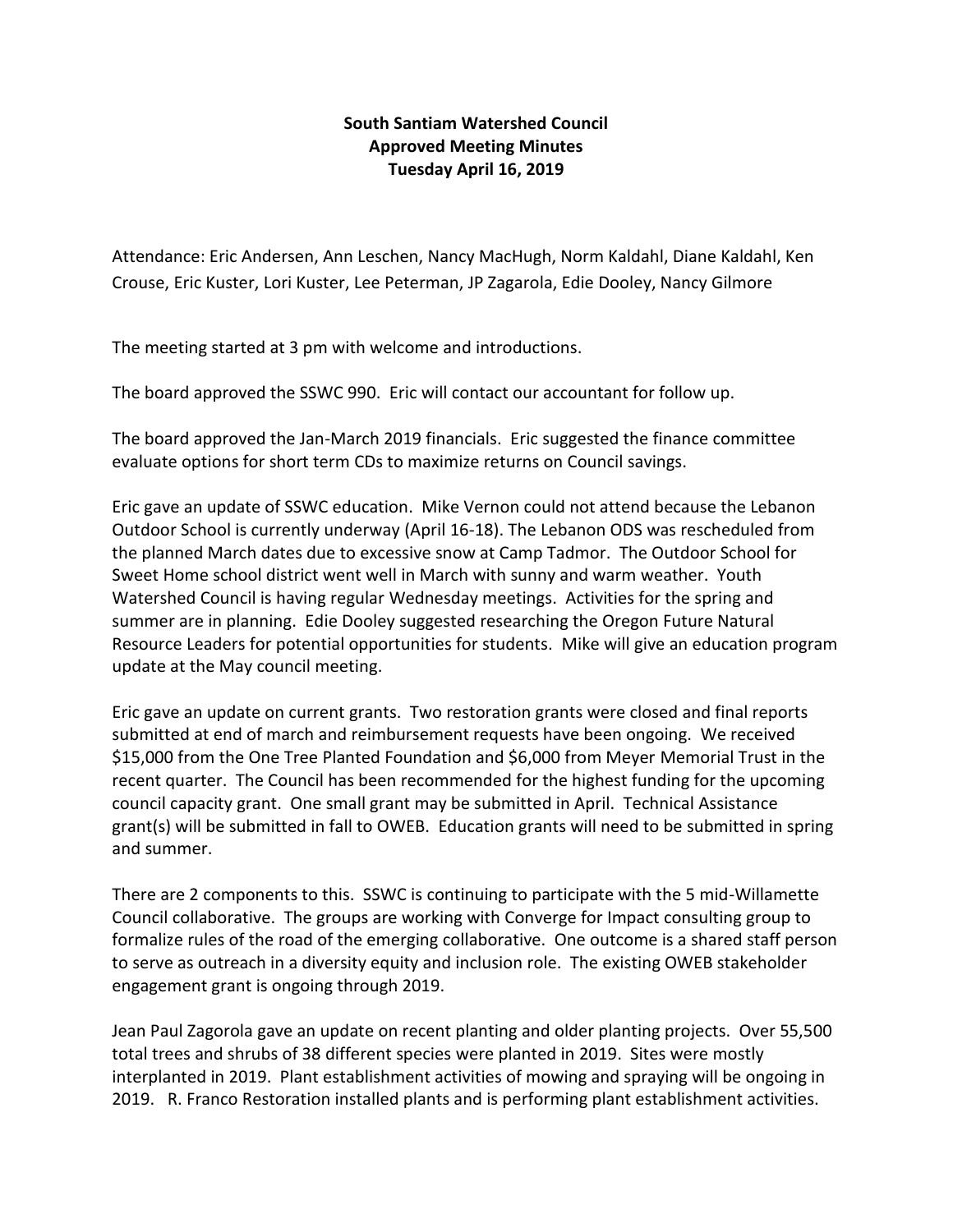**South Santiam Watershed Council**
**Approved Meeting Minutes**
**Tuesday April 16, 2019**

Attendance: Eric Andersen, Ann Leschen, Nancy MacHugh, Norm Kaldahl, Diane Kaldahl, Ken Crouse, Eric Kuster, Lori Kuster, Lee Peterman, JP Zagarola, Edie Dooley, Nancy Gilmore

The meeting started at 3 pm with welcome and introductions.

The board approved the SSWC 990. Eric will contact our accountant for follow up.

The board approved the Jan-March 2019 financials. Eric suggested the finance committee evaluate options for short term CDs to maximize returns on Council savings.

Eric gave an update of SSWC education. Mike Vernon could not attend because the Lebanon Outdoor School is currently underway (April 16-18). The Lebanon ODS was rescheduled from the planned March dates due to excessive snow at Camp Tadmor. The Outdoor School for Sweet Home school district went well in March with sunny and warm weather. Youth Watershed Council is having regular Wednesday meetings. Activities for the spring and summer are in planning. Edie Dooley suggested researching the Oregon Future Natural Resource Leaders for potential opportunities for students. Mike will give an education program update at the May council meeting.

Eric gave an update on current grants. Two restoration grants were closed and final reports submitted at end of march and reimbursement requests have been ongoing. We received $15,000 from the One Tree Planted Foundation and $6,000 from Meyer Memorial Trust in the recent quarter. The Council has been recommended for the highest funding for the upcoming council capacity grant. One small grant may be submitted in April. Technical Assistance grant(s) will be submitted in fall to OWEB. Education grants will need to be submitted in spring and summer.

There are 2 components to this. SSWC is continuing to participate with the 5 mid-Willamette Council collaborative. The groups are working with Converge for Impact consulting group to formalize rules of the road of the emerging collaborative. One outcome is a shared staff person to serve as outreach in a diversity equity and inclusion role. The existing OWEB stakeholder engagement grant is ongoing through 2019.

Jean Paul Zagorola gave an update on recent planting and older planting projects. Over 55,500 total trees and shrubs of 38 different species were planted in 2019. Sites were mostly interplanted in 2019. Plant establishment activities of mowing and spraying will be ongoing in 2019. R. Franco Restoration installed plants and is performing plant establishment activities.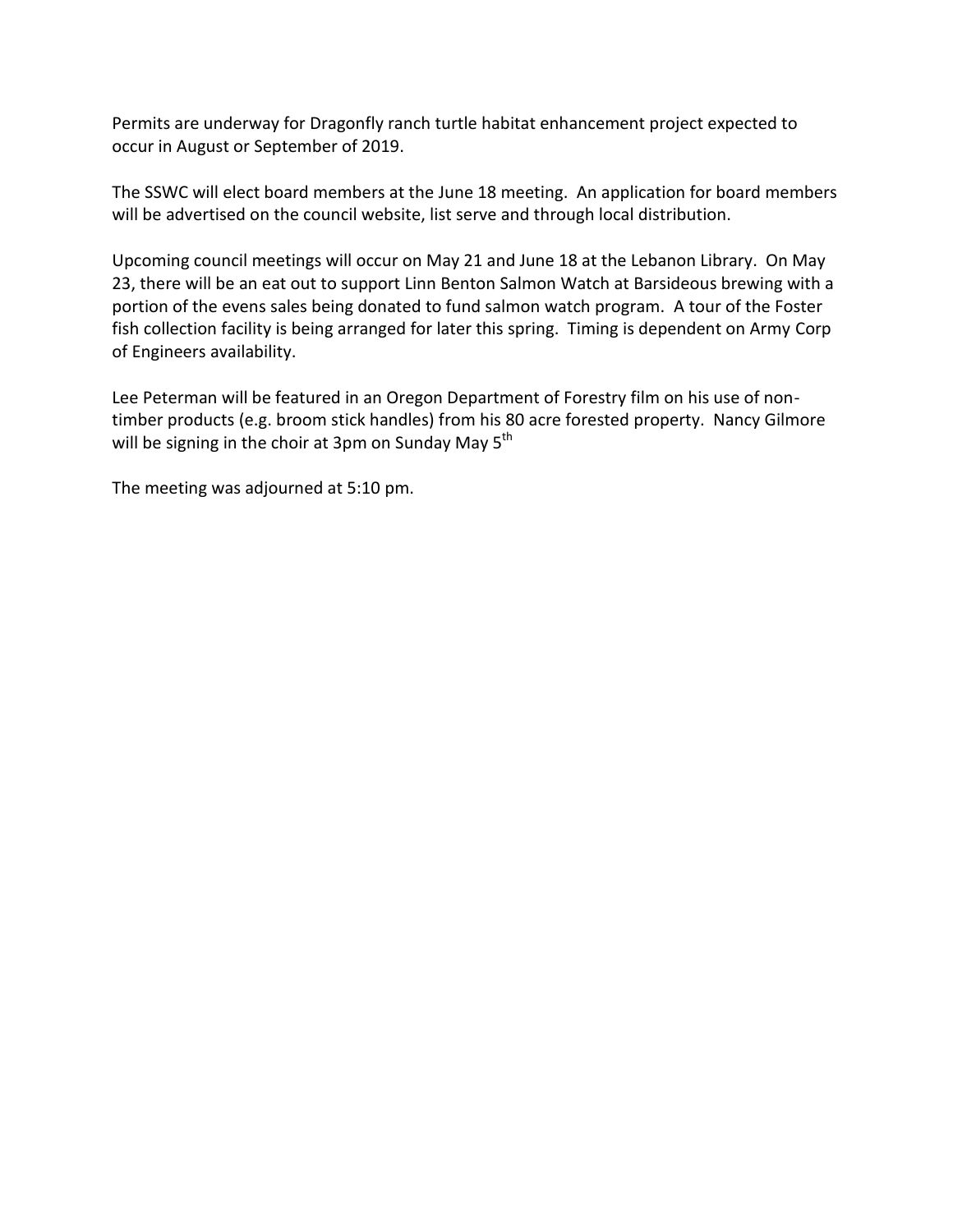Permits are underway for Dragonfly ranch turtle habitat enhancement project expected to occur in August or September of 2019.

The SSWC will elect board members at the June 18 meeting. An application for board members will be advertised on the council website, list serve and through local distribution.

Upcoming council meetings will occur on May 21 and June 18 at the Lebanon Library. On May 23, there will be an eat out to support Linn Benton Salmon Watch at Barsideous brewing with a portion of the evens sales being donated to fund salmon watch program. A tour of the Foster fish collection facility is being arranged for later this spring. Timing is dependent on Army Corp of Engineers availability.

Lee Peterman will be featured in an Oregon Department of Forestry film on his use of non-timber products (e.g. broom stick handles) from his 80 acre forested property. Nancy Gilmore will be signing in the choir at 3pm on Sunday May 5th

The meeting was adjourned at 5:10 pm.